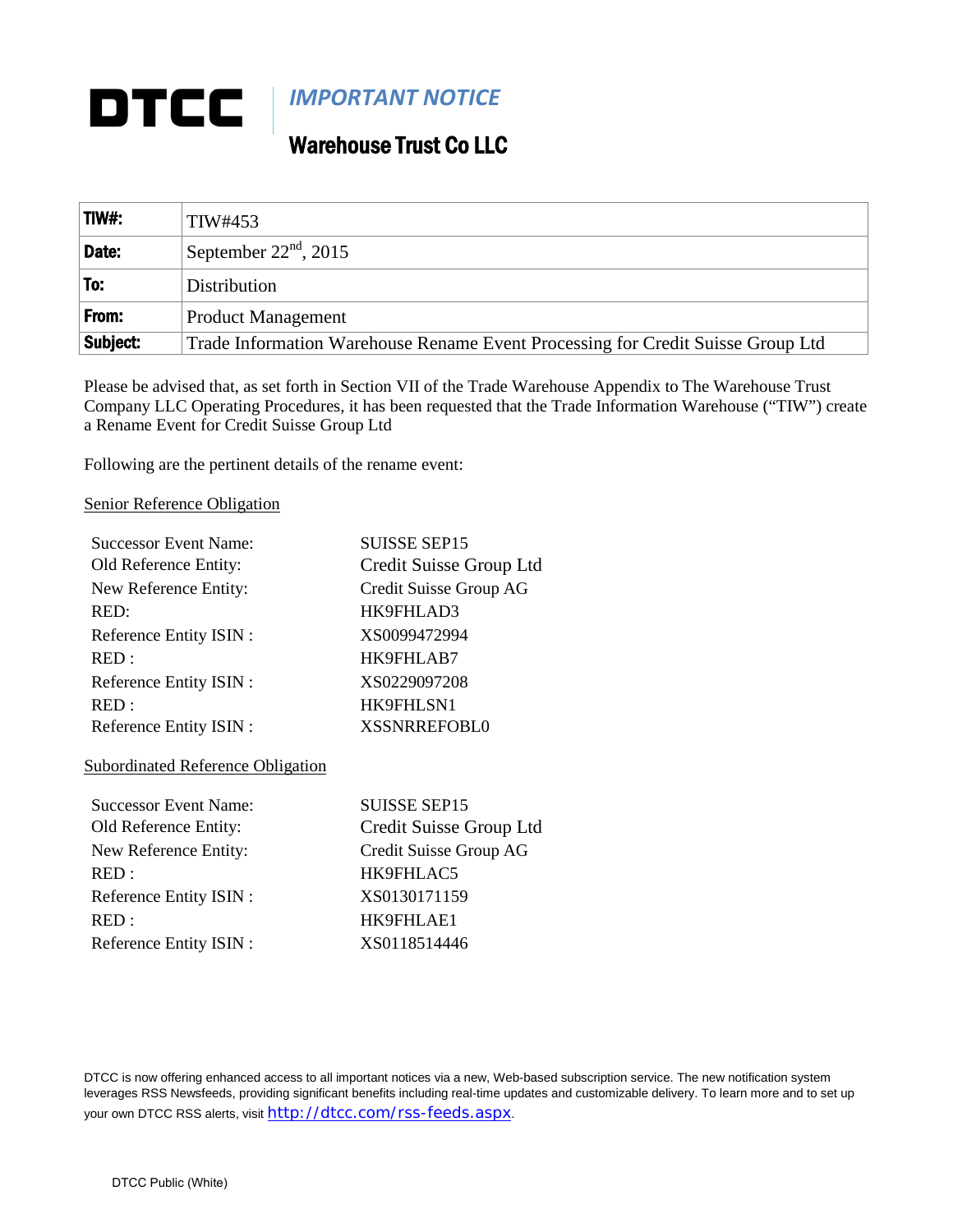# DTCC

## *IMPORTANT NOTICE*

## Warehouse Trust Co LLC

| **TIW#:** | TIW#453 |
|---|---|
| **Date:** | September 22nd, 2015 |
| **To:** | Distribution |
| **From:** | Product Management |
| **Subject:** | Trade Information Warehouse Rename Event Processing for Credit Suisse Group Ltd |

Please be advised that, as set forth in Section VII of the Trade Warehouse Appendix to The Warehouse Trust Company LLC Operating Procedures, it has been requested that the Trade Information Warehouse ("TIW") create a Rename Event for Credit Suisse Group Ltd

Following are the pertinent details of the rename event:

<u>Senior Reference Obligation</u>

| | |
|---|---|
| Successor Event Name: | SUISSE SEP15 |
| Old Reference Entity: | Credit Suisse Group Ltd |
| New Reference Entity: | Credit Suisse Group AG |
| RED: | HK9FHLAD3 |
| Reference Entity ISIN : | XS0099472994 |
| RED : | HK9FHLAB7 |
| Reference Entity ISIN : | XS0229097208 |
| RED : | HK9FHLSN1 |
| Reference Entity ISIN : | XSSNRREFOBL0 |

<u>Subordinated Reference Obligation</u>

| | |
|---|---|
| Successor Event Name: | SUISSE SEP15 |
| Old Reference Entity: | Credit Suisse Group Ltd |
| New Reference Entity: | Credit Suisse Group AG |
| RED : | HK9FHLAC5 |
| Reference Entity ISIN : | XS0130171159 |
| RED : | HK9FHLAE1 |
| Reference Entity ISIN : | XS0118514446 |

DTCC is now offering enhanced access to all important notices via a new, Web-based subscription service. The new notification system leverages RSS Newsfeeds, providing significant benefits including real-time updates and customizable delivery. To learn more and to set up your own DTCC RSS alerts, visit http://dtcc.com/rss-feeds.aspx.

DTCC Public (White)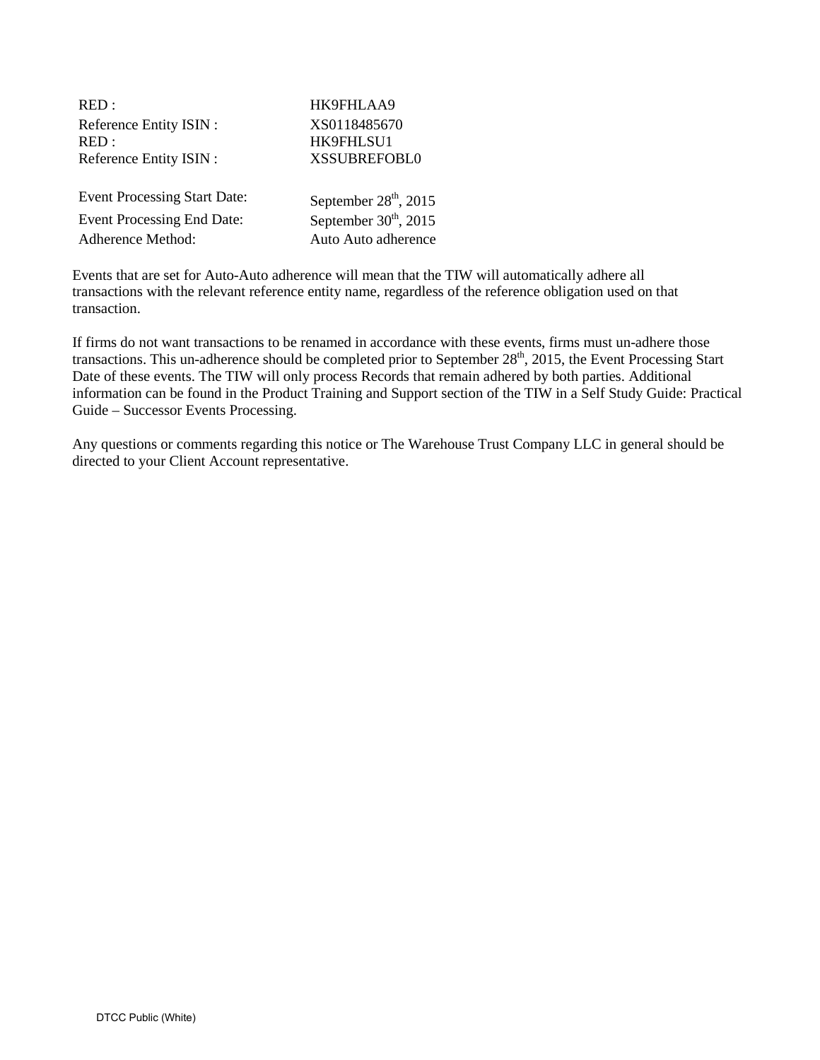| | |
|---|---|
| RED : | HK9FHLAA9 |
| Reference Entity ISIN : | XS0118485670 |
| RED : | HK9FHLSU1 |
| Reference Entity ISIN : | XSSUBREFOBL0 |
| Event Processing Start Date: | September 28th, 2015 |
| Event Processing End Date: | September 30th, 2015 |
| Adherence Method: | Auto Auto adherence |

Events that are set for Auto-Auto adherence will mean that the TIW will automatically adhere all transactions with the relevant reference entity name, regardless of the reference obligation used on that transaction.

If firms do not want transactions to be renamed in accordance with these events, firms must un-adhere those transactions. This un-adherence should be completed prior to September 28th, 2015, the Event Processing Start Date of these events. The TIW will only process Records that remain adhered by both parties. Additional information can be found in the Product Training and Support section of the TIW in a Self Study Guide: Practical Guide – Successor Events Processing.

Any questions or comments regarding this notice or The Warehouse Trust Company LLC in general should be directed to your Client Account representative.

DTCC Public (White)